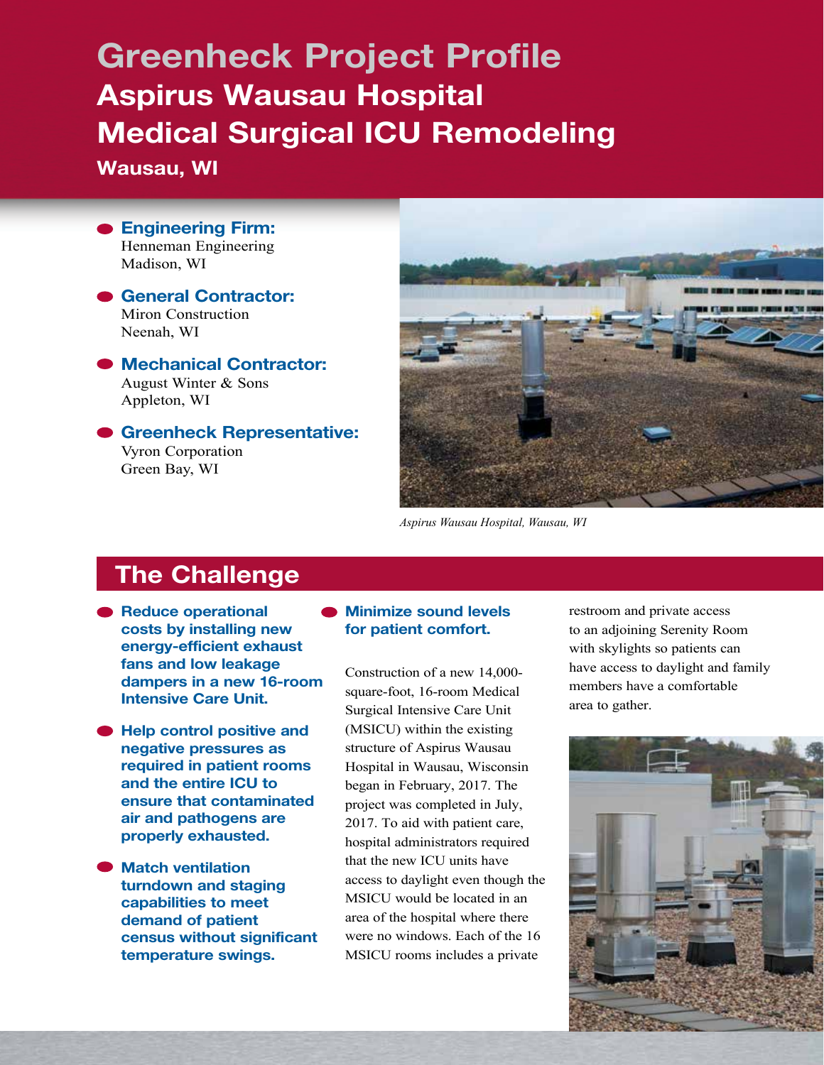# Greenheck Project Profile

## Aspirus Wausau Hospital Medical Surgical ICU Remodeling

**Wausau, WI**

- **Engineering Firm:**
  Henneman Engineering
  Madison, WI
- **General Contractor:**
  Miron Construction
  Neenah, WI
- **Mechanical Contractor:**
  August Winter & Sons
  Appleton, WI
- **Greenheck Representative:**
  Vyron Corporation
  Green Bay, WI

*Aspirus Wausau Hospital, Wausau, WI*

## The Challenge

- **Reduce operational costs by installing new energy-efficient exhaust fans and low leakage dampers in a new 16-room Intensive Care Unit.**
- **Help control positive and negative pressures as required in patient rooms and the entire ICU to ensure that contaminated air and pathogens are properly exhausted.**
- **Match ventilation turndown and staging capabilities to meet demand of patient census without significant temperature swings.**
- **Minimize sound levels for patient comfort.**

Construction of a new 14,000-square-foot, 16-room Medical Surgical Intensive Care Unit (MSICU) within the existing structure of Aspirus Wausau Hospital in Wausau, Wisconsin began in February, 2017. The project was completed in July, 2017. To aid with patient care, hospital administrators required that the new ICU units have access to daylight even though the MSICU would be located in an area of the hospital where there were no windows. Each of the 16 MSICU rooms includes a private restroom and private access to an adjoining Serenity Room with skylights so patients can have access to daylight and family members have a comfortable area to gather.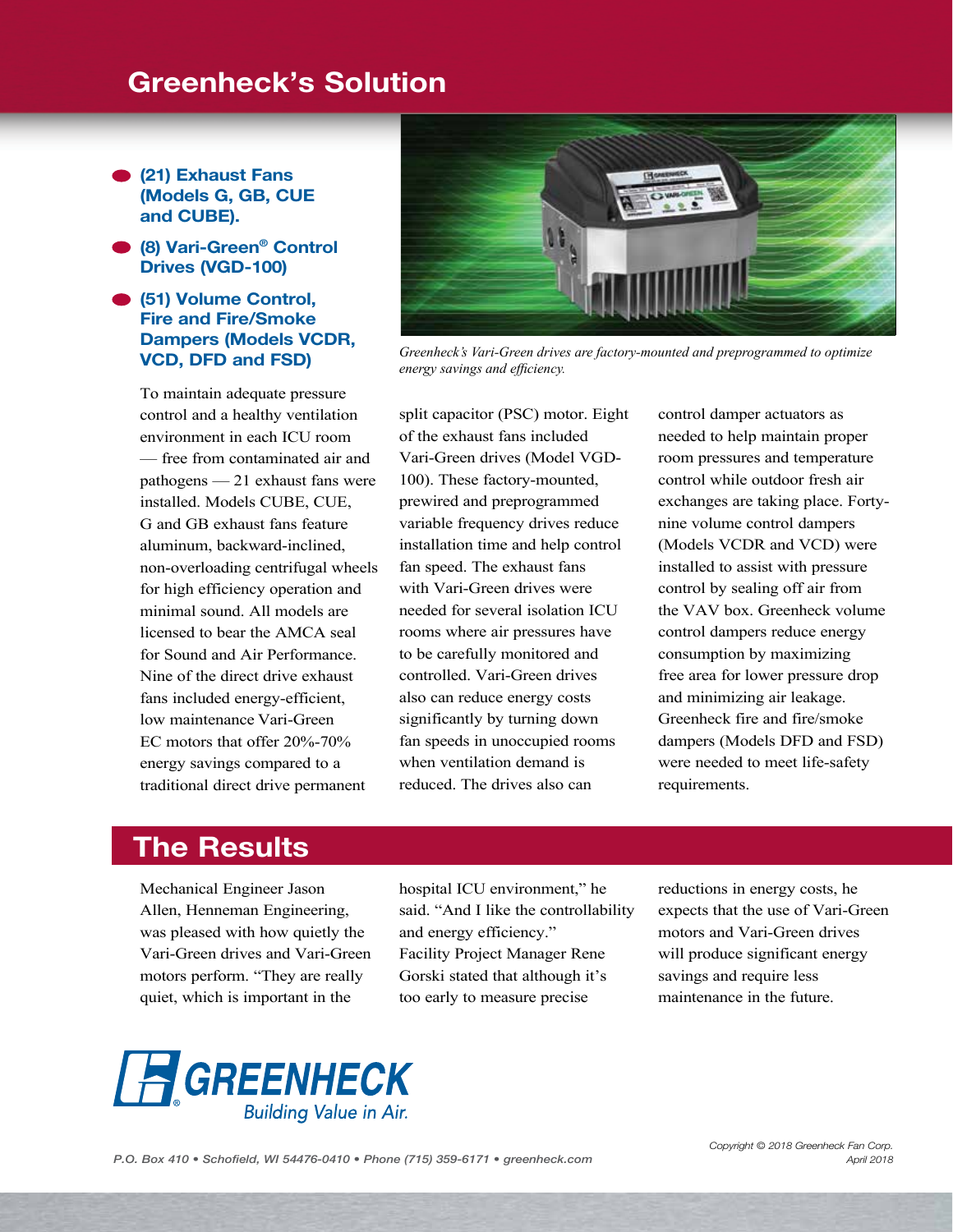## Greenheck's Solution

- **(21) Exhaust Fans (Models G, GB, CUE and CUBE).**
- **(8) Vari-Green® Control Drives (VGD-100)**
- **(51) Volume Control, Fire and Fire/Smoke Dampers (Models VCDR, VCD, DFD and FSD)**

*Greenheck's Vari-Green drives are factory-mounted and preprogrammed to optimize energy savings and efficiency.*

To maintain adequate pressure control and a healthy ventilation environment in each ICU room — free from contaminated air and pathogens — 21 exhaust fans were installed. Models CUBE, CUE, G and GB exhaust fans feature aluminum, backward-inclined, non-overloading centrifugal wheels for high efficiency operation and minimal sound. All models are licensed to bear the AMCA seal for Sound and Air Performance. Nine of the direct drive exhaust fans included energy-efficient, low maintenance Vari-Green EC motors that offer 20%-70% energy savings compared to a traditional direct drive permanent split capacitor (PSC) motor. Eight of the exhaust fans included Vari-Green drives (Model VGD-100). These factory-mounted, prewired and preprogrammed variable frequency drives reduce installation time and help control fan speed. The exhaust fans with Vari-Green drives were needed for several isolation ICU rooms where air pressures have to be carefully monitored and controlled. Vari-Green drives also can reduce energy costs significantly by turning down fan speeds in unoccupied rooms when ventilation demand is reduced. The drives also can control damper actuators as needed to help maintain proper room pressures and temperature control while outdoor fresh air exchanges are taking place. Forty-nine volume control dampers (Models VCDR and VCD) were installed to assist with pressure control by sealing off air from the VAV box. Greenheck volume control dampers reduce energy consumption by maximizing free area for lower pressure drop and minimizing air leakage. Greenheck fire and fire/smoke dampers (Models DFD and FSD) were needed to meet life-safety requirements.

## The Results

Mechanical Engineer Jason Allen, Henneman Engineering, was pleased with how quietly the Vari-Green drives and Vari-Green motors perform. "They are really quiet, which is important in the hospital ICU environment," he said. "And I like the controllability and energy efficiency." Facility Project Manager Rene Gorski stated that although it's too early to measure precise reductions in energy costs, he expects that the use of Vari-Green motors and Vari-Green drives will produce significant energy savings and require less maintenance in the future.

GREENHECK
Building Value in Air.

P.O. Box 410 • Schofield, WI 54476-0410 • Phone (715) 359-6171 • greenheck.com

Copyright © 2018 Greenheck Fan Corp.
April 2018